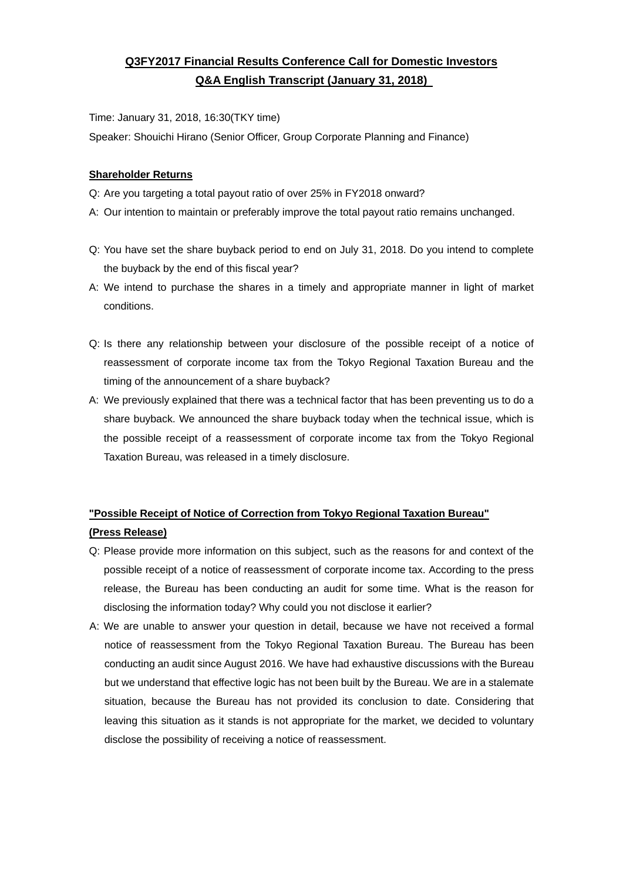# Q3FY2017 Financial Results Conference Call for Domestic Investors
## Q&A English Transcript (January 31, 2018)

Time: January 31, 2018, 16:30(TKY time)

Speaker: Shouichi Hirano (Senior Officer, Group Corporate Planning and Finance)

### Shareholder Returns

Q: Are you targeting a total payout ratio of over 25% in FY2018 onward?

A: Our intention to maintain or preferably improve the total payout ratio remains unchanged.

Q: You have set the share buyback period to end on July 31, 2018. Do you intend to complete the buyback by the end of this fiscal year?

A: We intend to purchase the shares in a timely and appropriate manner in light of market conditions.

Q: Is there any relationship between your disclosure of the possible receipt of a notice of reassessment of corporate income tax from the Tokyo Regional Taxation Bureau and the timing of the announcement of a share buyback?

A: We previously explained that there was a technical factor that has been preventing us to do a share buyback. We announced the share buyback today when the technical issue, which is the possible receipt of a reassessment of corporate income tax from the Tokyo Regional Taxation Bureau, was released in a timely disclosure.

### "Possible Receipt of Notice of Correction from Tokyo Regional Taxation Bureau" (Press Release)

Q: Please provide more information on this subject, such as the reasons for and context of the possible receipt of a notice of reassessment of corporate income tax. According to the press release, the Bureau has been conducting an audit for some time. What is the reason for disclosing the information today? Why could you not disclose it earlier?

A: We are unable to answer your question in detail, because we have not received a formal notice of reassessment from the Tokyo Regional Taxation Bureau. The Bureau has been conducting an audit since August 2016. We have had exhaustive discussions with the Bureau but we understand that effective logic has not been built by the Bureau. We are in a stalemate situation, because the Bureau has not provided its conclusion to date. Considering that leaving this situation as it stands is not appropriate for the market, we decided to voluntary disclose the possibility of receiving a notice of reassessment.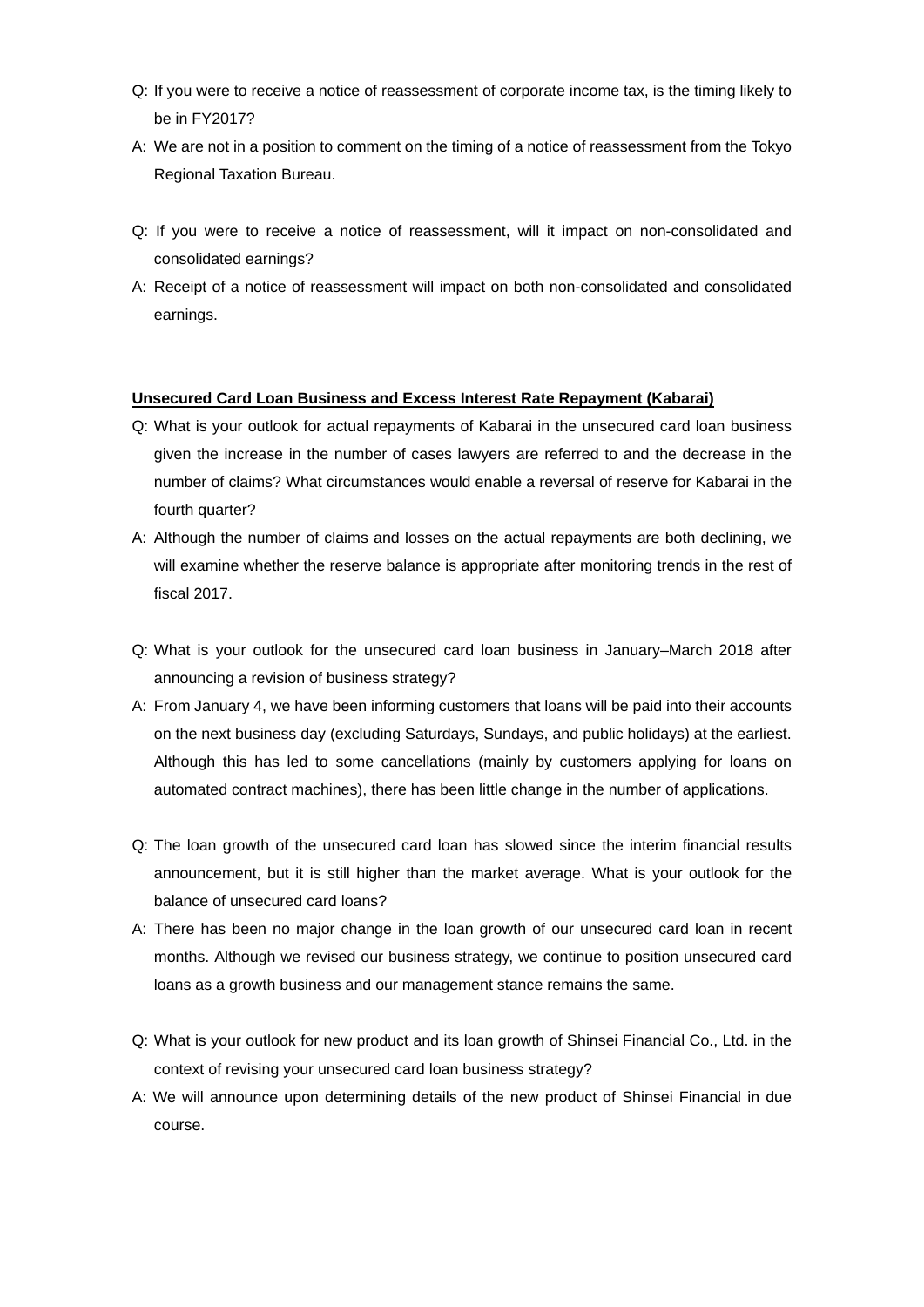Q: If you were to receive a notice of reassessment of corporate income tax, is the timing likely to be in FY2017?

A: We are not in a position to comment on the timing of a notice of reassessment from the Tokyo Regional Taxation Bureau.

Q: If you were to receive a notice of reassessment, will it impact on non-consolidated and consolidated earnings?

A: Receipt of a notice of reassessment will impact on both non-consolidated and consolidated earnings.

**Unsecured Card Loan Business and Excess Interest Rate Repayment (Kabarai)**

Q: What is your outlook for actual repayments of Kabarai in the unsecured card loan business given the increase in the number of cases lawyers are referred to and the decrease in the number of claims? What circumstances would enable a reversal of reserve for Kabarai in the fourth quarter?

A: Although the number of claims and losses on the actual repayments are both declining, we will examine whether the reserve balance is appropriate after monitoring trends in the rest of fiscal 2017.

Q: What is your outlook for the unsecured card loan business in January–March 2018 after announcing a revision of business strategy?

A: From January 4, we have been informing customers that loans will be paid into their accounts on the next business day (excluding Saturdays, Sundays, and public holidays) at the earliest. Although this has led to some cancellations (mainly by customers applying for loans on automated contract machines), there has been little change in the number of applications.

Q: The loan growth of the unsecured card loan has slowed since the interim financial results announcement, but it is still higher than the market average. What is your outlook for the balance of unsecured card loans?

A: There has been no major change in the loan growth of our unsecured card loan in recent months. Although we revised our business strategy, we continue to position unsecured card loans as a growth business and our management stance remains the same.

Q: What is your outlook for new product and its loan growth of Shinsei Financial Co., Ltd. in the context of revising your unsecured card loan business strategy?

A: We will announce upon determining details of the new product of Shinsei Financial in due course.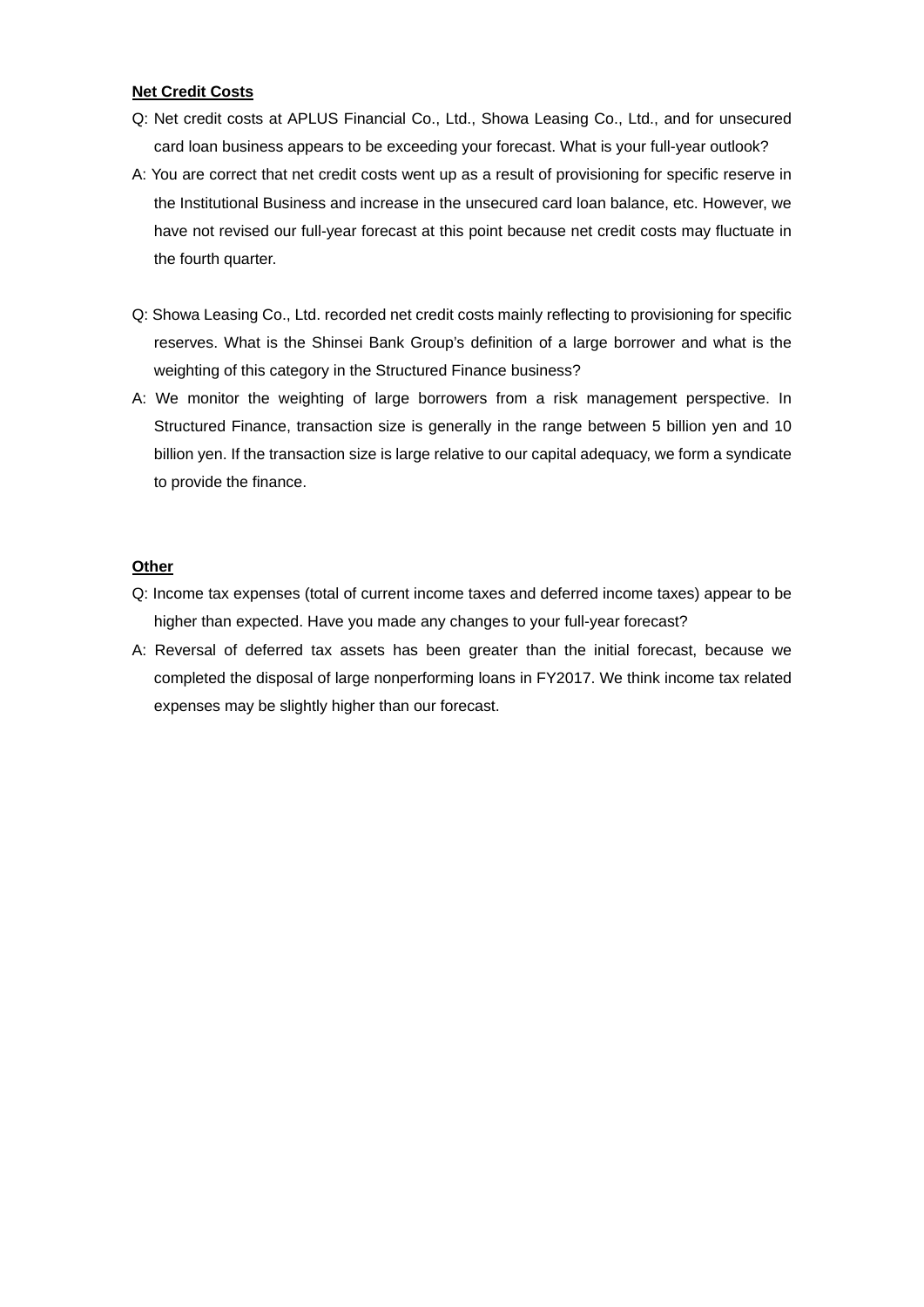**Net Credit Costs**

Q: Net credit costs at APLUS Financial Co., Ltd., Showa Leasing Co., Ltd., and for unsecured card loan business appears to be exceeding your forecast. What is your full-year outlook?

A: You are correct that net credit costs went up as a result of provisioning for specific reserve in the Institutional Business and increase in the unsecured card loan balance, etc. However, we have not revised our full-year forecast at this point because net credit costs may fluctuate in the fourth quarter.

Q: Showa Leasing Co., Ltd. recorded net credit costs mainly reflecting to provisioning for specific reserves. What is the Shinsei Bank Group's definition of a large borrower and what is the weighting of this category in the Structured Finance business?

A: We monitor the weighting of large borrowers from a risk management perspective. In Structured Finance, transaction size is generally in the range between 5 billion yen and 10 billion yen. If the transaction size is large relative to our capital adequacy, we form a syndicate to provide the finance.

**Other**

Q: Income tax expenses (total of current income taxes and deferred income taxes) appear to be higher than expected. Have you made any changes to your full-year forecast?

A: Reversal of deferred tax assets has been greater than the initial forecast, because we completed the disposal of large nonperforming loans in FY2017. We think income tax related expenses may be slightly higher than our forecast.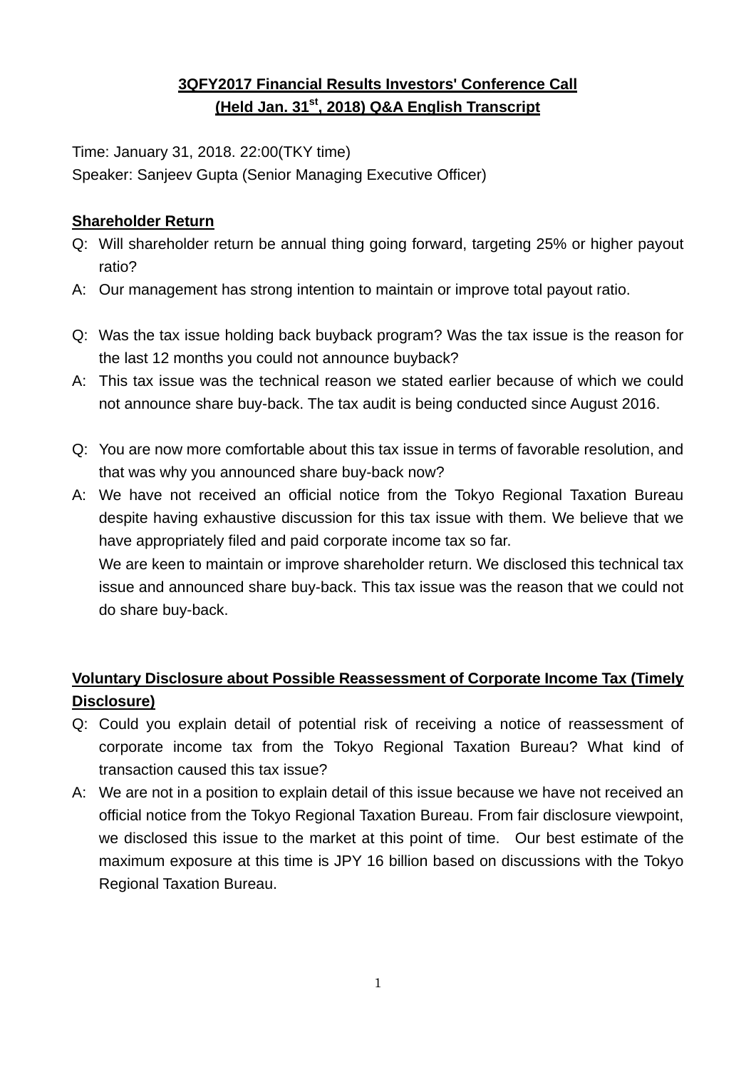**3QFY2017 Financial Results Investors' Conference Call**
**(Held Jan. 31st, 2018) Q&A English Transcript**

Time: January 31, 2018. 22:00(TKY time)
Speaker: Sanjeev Gupta (Senior Managing Executive Officer)

**Shareholder Return**

Q: Will shareholder return be annual thing going forward, targeting 25% or higher payout ratio?

A: Our management has strong intention to maintain or improve total payout ratio.

Q: Was the tax issue holding back buyback program? Was the tax issue is the reason for the last 12 months you could not announce buyback?

A: This tax issue was the technical reason we stated earlier because of which we could not announce share buy-back. The tax audit is being conducted since August 2016.

Q: You are now more comfortable about this tax issue in terms of favorable resolution, and that was why you announced share buy-back now?

A: We have not received an official notice from the Tokyo Regional Taxation Bureau despite having exhaustive discussion for this tax issue with them. We believe that we have appropriately filed and paid corporate income tax so far.
We are keen to maintain or improve shareholder return. We disclosed this technical tax issue and announced share buy-back. This tax issue was the reason that we could not do share buy-back.

**Voluntary Disclosure about Possible Reassessment of Corporate Income Tax (Timely Disclosure)**

Q: Could you explain detail of potential risk of receiving a notice of reassessment of corporate income tax from the Tokyo Regional Taxation Bureau? What kind of transaction caused this tax issue?

A: We are not in a position to explain detail of this issue because we have not received an official notice from the Tokyo Regional Taxation Bureau. From fair disclosure viewpoint, we disclosed this issue to the market at this point of time. Our best estimate of the maximum exposure at this time is JPY 16 billion based on discussions with the Tokyo Regional Taxation Bureau.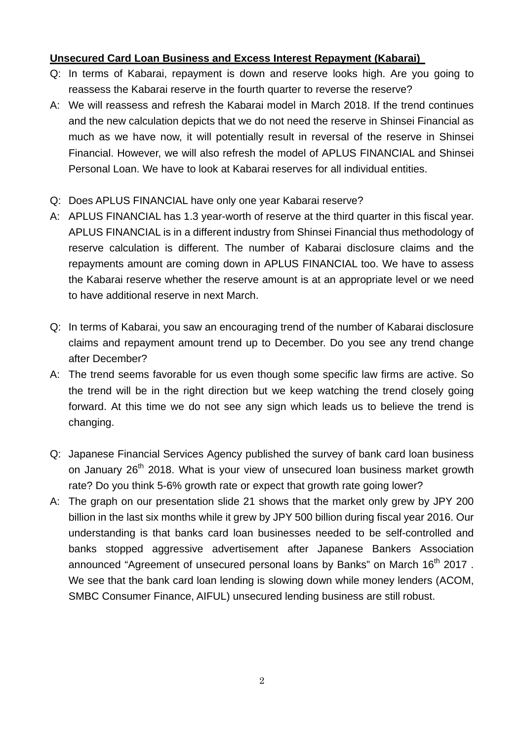**Unsecured Card Loan Business and Excess Interest Repayment (Kabarai)**

Q: In terms of Kabarai, repayment is down and reserve looks high. Are you going to reassess the Kabarai reserve in the fourth quarter to reverse the reserve?

A: We will reassess and refresh the Kabarai model in March 2018. If the trend continues and the new calculation depicts that we do not need the reserve in Shinsei Financial as much as we have now, it will potentially result in reversal of the reserve in Shinsei Financial. However, we will also refresh the model of APLUS FINANCIAL and Shinsei Personal Loan. We have to look at Kabarai reserves for all individual entities.

Q: Does APLUS FINANCIAL have only one year Kabarai reserve?

A: APLUS FINANCIAL has 1.3 year-worth of reserve at the third quarter in this fiscal year. APLUS FINANCIAL is in a different industry from Shinsei Financial thus methodology of reserve calculation is different. The number of Kabarai disclosure claims and the repayments amount are coming down in APLUS FINANCIAL too. We have to assess the Kabarai reserve whether the reserve amount is at an appropriate level or we need to have additional reserve in next March.

Q: In terms of Kabarai, you saw an encouraging trend of the number of Kabarai disclosure claims and repayment amount trend up to December. Do you see any trend change after December?

A: The trend seems favorable for us even though some specific law firms are active. So the trend will be in the right direction but we keep watching the trend closely going forward. At this time we do not see any sign which leads us to believe the trend is changing.

Q: Japanese Financial Services Agency published the survey of bank card loan business on January 26th 2018. What is your view of unsecured loan business market growth rate? Do you think 5-6% growth rate or expect that growth rate going lower?

A: The graph on our presentation slide 21 shows that the market only grew by JPY 200 billion in the last six months while it grew by JPY 500 billion during fiscal year 2016. Our understanding is that banks card loan businesses needed to be self-controlled and banks stopped aggressive advertisement after Japanese Bankers Association announced "Agreement of unsecured personal loans by Banks" on March 16th 2017 . We see that the bank card loan lending is slowing down while money lenders (ACOM, SMBC Consumer Finance, AIFUL) unsecured lending business are still robust.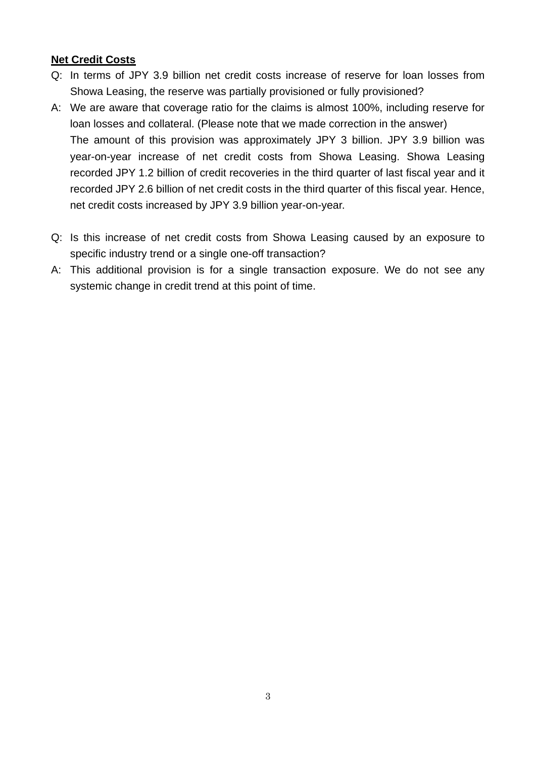**Net Credit Costs**

Q: In terms of JPY 3.9 billion net credit costs increase of reserve for loan losses from Showa Leasing, the reserve was partially provisioned or fully provisioned?

A: We are aware that coverage ratio for the claims is almost 100%, including reserve for loan losses and collateral. (Please note that we made correction in the answer)
The amount of this provision was approximately JPY 3 billion. JPY 3.9 billion was year-on-year increase of net credit costs from Showa Leasing. Showa Leasing recorded JPY 1.2 billion of credit recoveries in the third quarter of last fiscal year and it recorded JPY 2.6 billion of net credit costs in the third quarter of this fiscal year. Hence, net credit costs increased by JPY 3.9 billion year-on-year.

Q: Is this increase of net credit costs from Showa Leasing caused by an exposure to specific industry trend or a single one-off transaction?

A: This additional provision is for a single transaction exposure. We do not see any systemic change in credit trend at this point of time.